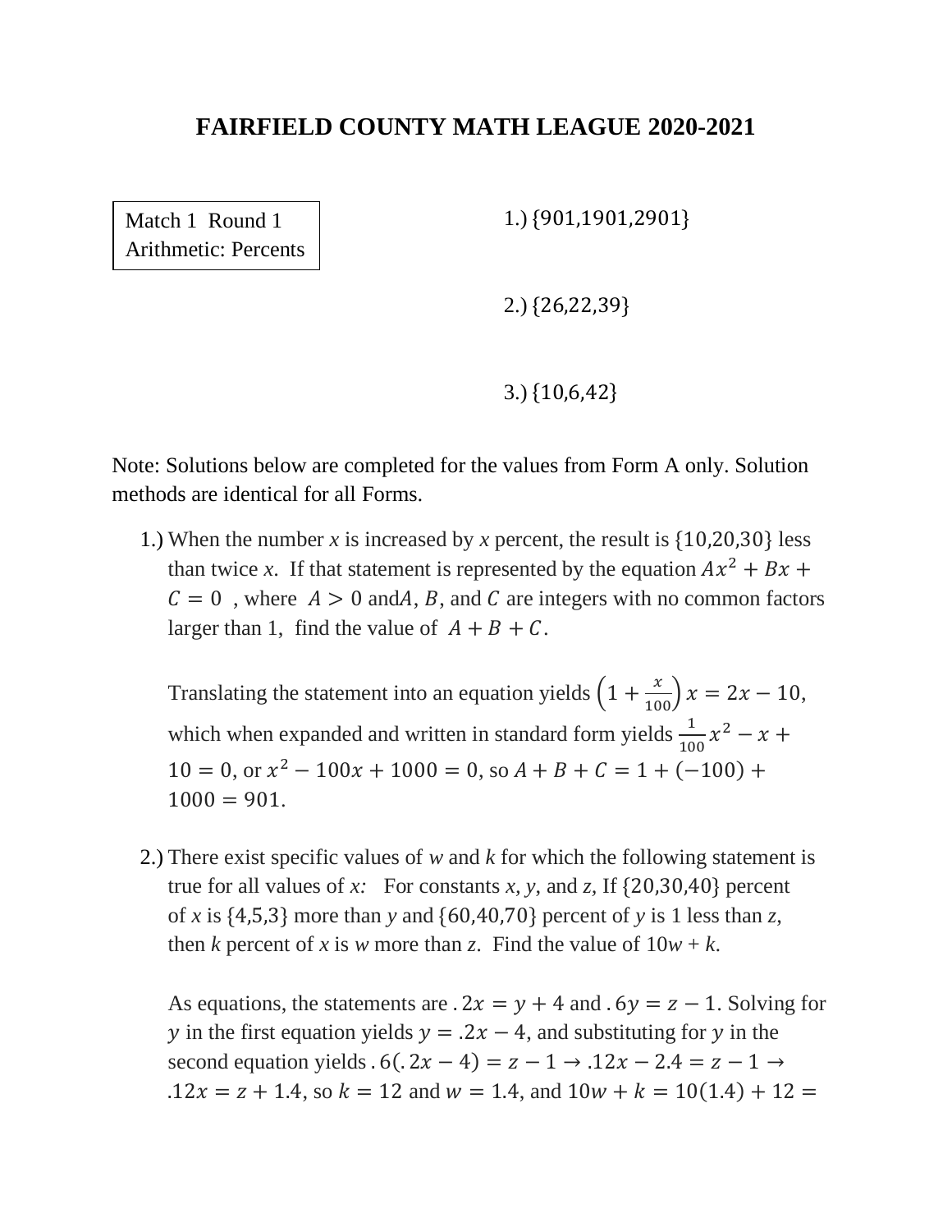# FAIRFIELD COUNTY MATH LEAGUE 2020-2021

Match 1 Round 1
Arithmetic: Percents

1.) $\{901,1901,2901\}$

2.) $\{26,22,39\}$

3.) $\{10,6,42\}$

Note: Solutions below are completed for the values from Form A only. Solution methods are identical for all Forms.

1.) When the number *x* is increased by *x* percent, the result is $\{10,20,30\}$ less than twice *x*. If that statement is represented by the equation $Ax^2 + Bx + C = 0$ , where $A > 0$ and $A$, $B$, and $C$ are integers with no common factors larger than 1, find the value of $A + B + C$.

Translating the statement into an equation yields $\left(1 + \frac{x}{100}\right)x = 2x - 10$, which when expanded and written in standard form yields $\frac{1}{100}x^2 - x + 10 = 0$, or $x^2 - 100x + 1000 = 0$, so $A + B + C = 1 + (-100) + 1000 = 901$.

2.) There exist specific values of *w* and *k* for which the following statement is true for all values of *x:* For constants *x*, *y*, and *z*, If $\{20,30,40\}$ percent of *x* is $\{4,5,3\}$ more than *y* and $\{60,40,70\}$ percent of *y* is 1 less than *z*, then *k* percent of *x* is *w* more than *z*. Find the value of $10w + k$.

As equations, the statements are $.2x = y + 4$ and $.6y = z - 1$. Solving for $y$ in the first equation yields $y = .2x - 4$, and substituting for $y$ in the second equation yields $.6(.2x - 4) = z - 1 \rightarrow .12x - 2.4 = z - 1 \rightarrow .12x = z + 1.4$, so $k = 12$ and $w = 1.4$, and $10w + k = 10(1.4) + 12 =$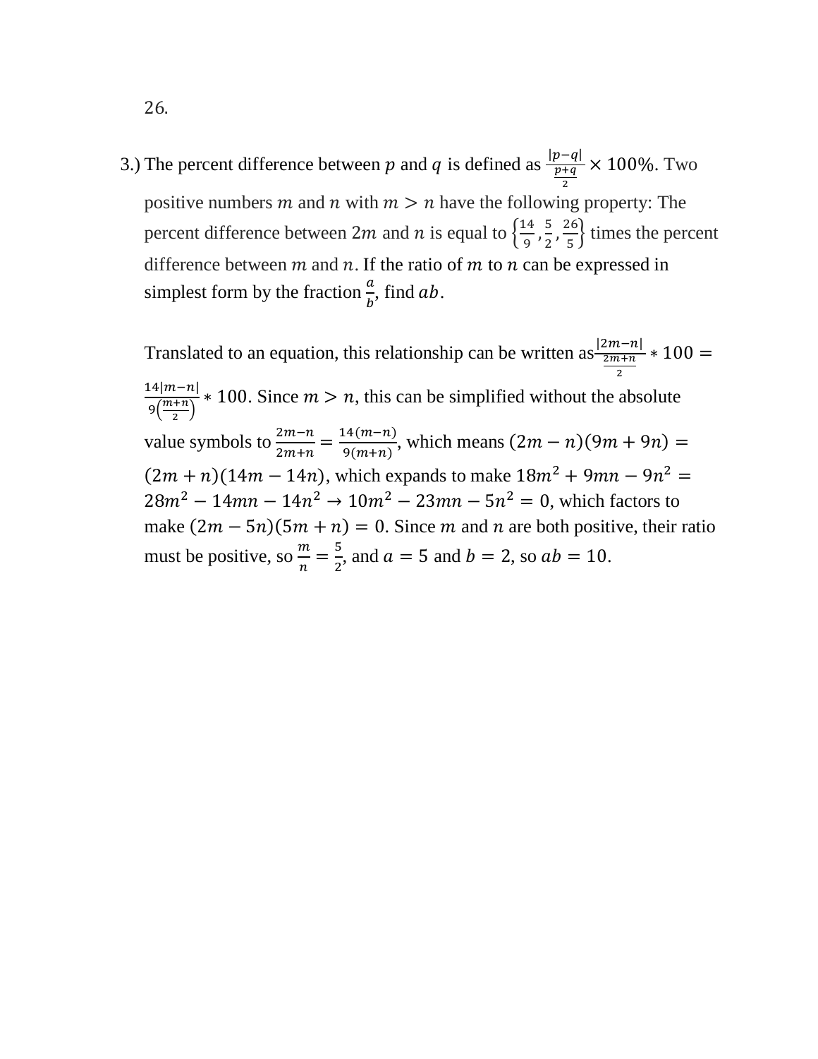26.

3.) The percent difference between $p$ and $q$ is defined as $\frac{|p-q|}{\frac{p+q}{2}} \times 100\%$. Two positive numbers $m$ and $n$ with $m > n$ have the following property: The percent difference between $2m$ and $n$ is equal to $\left\{\frac{14}{9}, \frac{5}{2}, \frac{26}{5}\right\}$ times the percent difference between $m$ and $n$. If the ratio of $m$ to $n$ can be expressed in simplest form by the fraction $\frac{a}{b}$, find $ab$.

Translated to an equation, this relationship can be written as $\frac{|2m-n|}{\frac{2m+n}{2}} * 100 = \frac{14|m-n|}{9\left(\frac{m+n}{2}\right)} * 100$. Since $m > n$, this can be simplified without the absolute value symbols to $\frac{2m-n}{2m+n} = \frac{14(m-n)}{9(m+n)}$, which means $(2m-n)(9m+9n) = (2m+n)(14m-14n)$, which expands to make $18m^2 + 9mn - 9n^2 = 28m^2 - 14mn - 14n^2 \rightarrow 10m^2 - 23mn - 5n^2 = 0$, which factors to make $(2m-5n)(5m+n) = 0$. Since $m$ and $n$ are both positive, their ratio must be positive, so $\frac{m}{n} = \frac{5}{2}$, and $a = 5$ and $b = 2$, so $ab = 10$.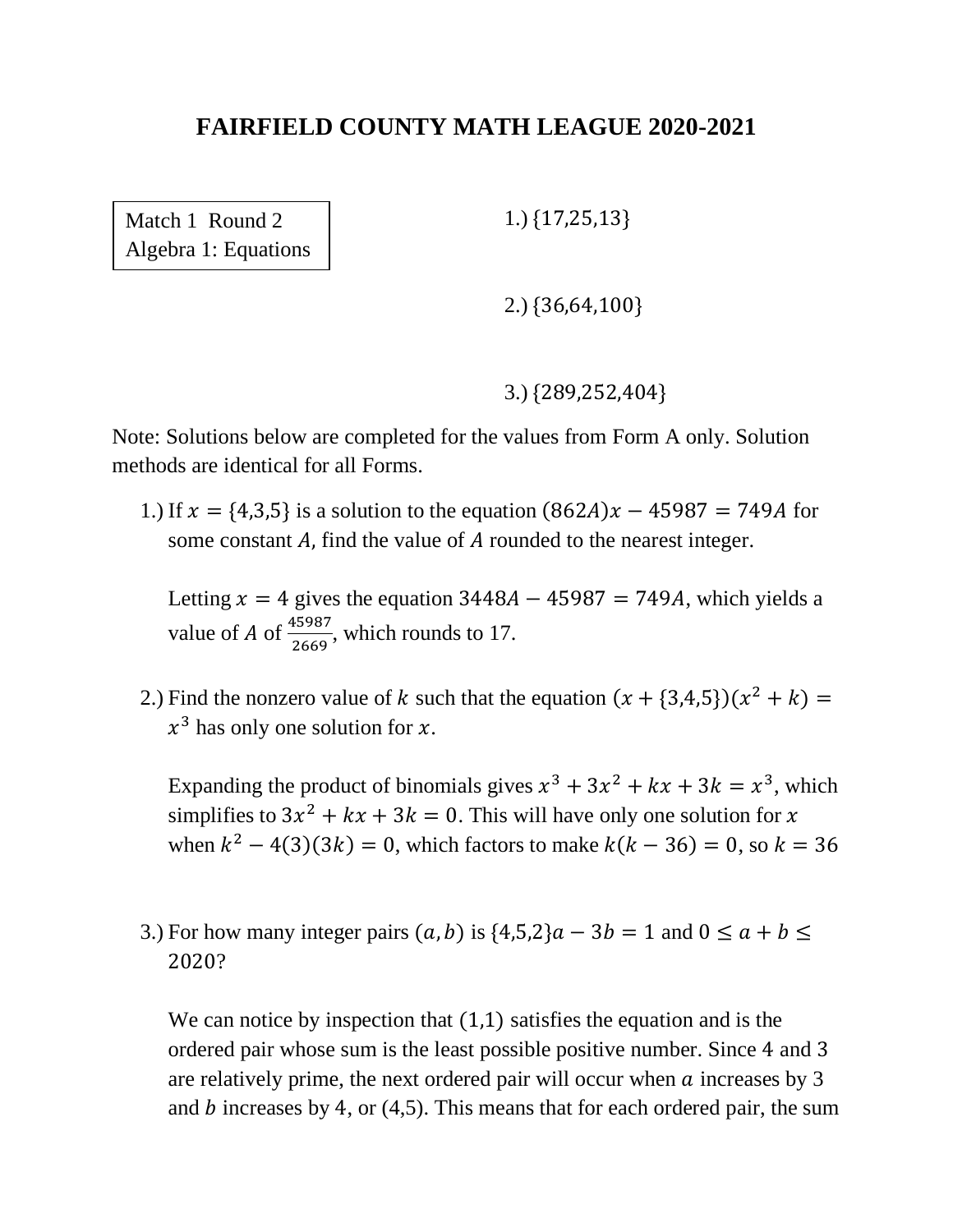# FAIRFIELD COUNTY MATH LEAGUE 2020-2021

Match 1 Round 2
Algebra 1: Equations

1.) $\{17,25,13\}$

2.) $\{36,64,100\}$

3.) $\{289,252,404\}$

Note: Solutions below are completed for the values from Form A only. Solution methods are identical for all Forms.

1.) If $x = \{4,3,5\}$ is a solution to the equation $(862A)x - 45987 = 749A$ for some constant $A$, find the value of $A$ rounded to the nearest integer.

Letting $x = 4$ gives the equation $3448A - 45987 = 749A$, which yields a value of $A$ of $\frac{45987}{2669}$, which rounds to 17.

2.) Find the nonzero value of $k$ such that the equation $(x + \{3,4,5\})(x^2 + k) = x^3$ has only one solution for $x$.

Expanding the product of binomials gives $x^3 + 3x^2 + kx + 3k = x^3$, which simplifies to $3x^2 + kx + 3k = 0$. This will have only one solution for $x$ when $k^2 - 4(3)(3k) = 0$, which factors to make $k(k - 36) = 0$, so $k = 36$

3.) For how many integer pairs $(a, b)$ is $\{4,5,2\}a - 3b = 1$ and $0 \leq a + b \leq 2020$?

We can notice by inspection that $(1,1)$ satisfies the equation and is the ordered pair whose sum is the least possible positive number. Since 4 and 3 are relatively prime, the next ordered pair will occur when $a$ increases by 3 and $b$ increases by 4, or $(4,5)$. This means that for each ordered pair, the sum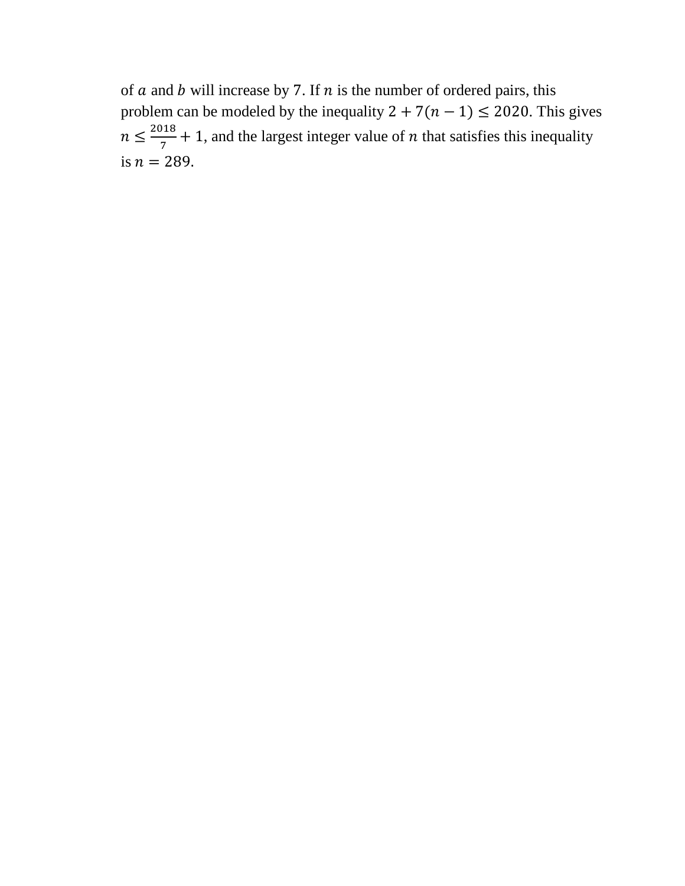of $a$ and $b$ will increase by 7. If $n$ is the number of ordered pairs, this problem can be modeled by the inequality $2 + 7(n - 1) \leq 2020$. This gives $n \leq \frac{2018}{7} + 1$, and the largest integer value of $n$ that satisfies this inequality is $n = 289$.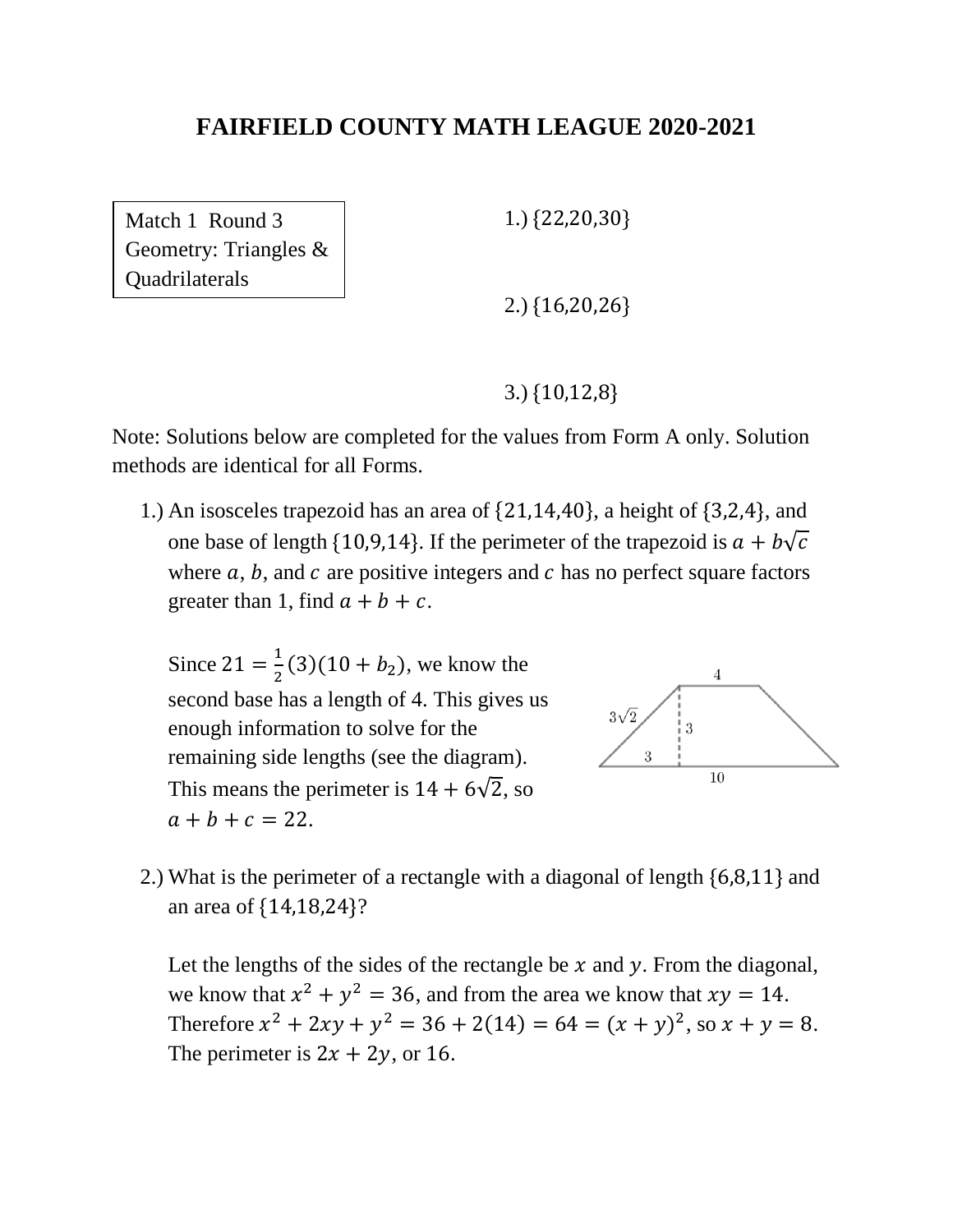# FAIRFIELD COUNTY MATH LEAGUE 2020-2021

Match 1 Round 3
Geometry: Triangles & Quadrilaterals

1.) $\{22,20,30\}$

2.) $\{16,20,26\}$

3.) $\{10,12,8\}$

Note: Solutions below are completed for the values from Form A only. Solution methods are identical for all Forms.

1.) An isosceles trapezoid has an area of $\{21,14,40\}$, a height of $\{3,2,4\}$, and one base of length $\{10,9,14\}$. If the perimeter of the trapezoid is $a + b\sqrt{c}$ where $a$, $b$, and $c$ are positive integers and $c$ has no perfect square factors greater than 1, find $a + b + c$.

Since $21 = \frac{1}{2}(3)(10 + b_2)$, we know the second base has a length of 4. This gives us enough information to solve for the remaining side lengths (see the diagram). This means the perimeter is $14 + 6\sqrt{2}$, so $a + b + c = 22$.

2.) What is the perimeter of a rectangle with a diagonal of length $\{6,8,11\}$ and an area of $\{14,18,24\}$?

Let the lengths of the sides of the rectangle be $x$ and $y$. From the diagonal, we know that $x^2 + y^2 = 36$, and from the area we know that $xy = 14$. Therefore $x^2 + 2xy + y^2 = 36 + 2(14) = 64 = (x + y)^2$, so $x + y = 8$. The perimeter is $2x + 2y$, or $16$.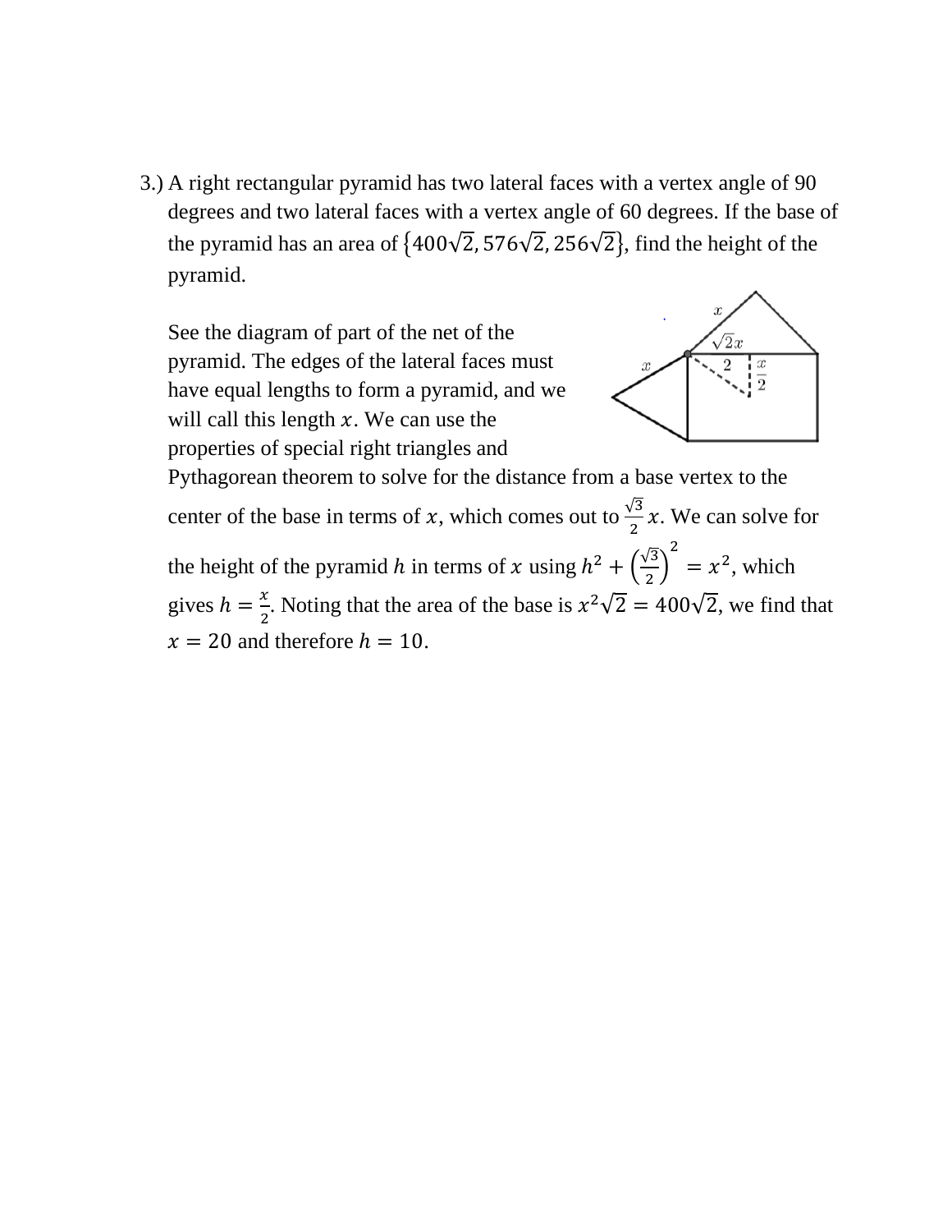3.) A right rectangular pyramid has two lateral faces with a vertex angle of 90 degrees and two lateral faces with a vertex angle of 60 degrees. If the base of the pyramid has an area of $\{400\sqrt{2}, 576\sqrt{2}, 256\sqrt{2}\}$, find the height of the pyramid.

See the diagram of part of the net of the pyramid. The edges of the lateral faces must have equal lengths to form a pyramid, and we will call this length $x$. We can use the properties of special right triangles and Pythagorean theorem to solve for the distance from a base vertex to the center of the base in terms of $x$, which comes out to $\frac{\sqrt{3}}{2}x$. We can solve for the height of the pyramid $h$ in terms of $x$ using $h^2 + \left(\frac{\sqrt{3}}{2}\right)^2 = x^2$, which gives $h = \frac{x}{2}$. Noting that the area of the base is $x^2\sqrt{2} = 400\sqrt{2}$, we find that $x = 20$ and therefore $h = 10$.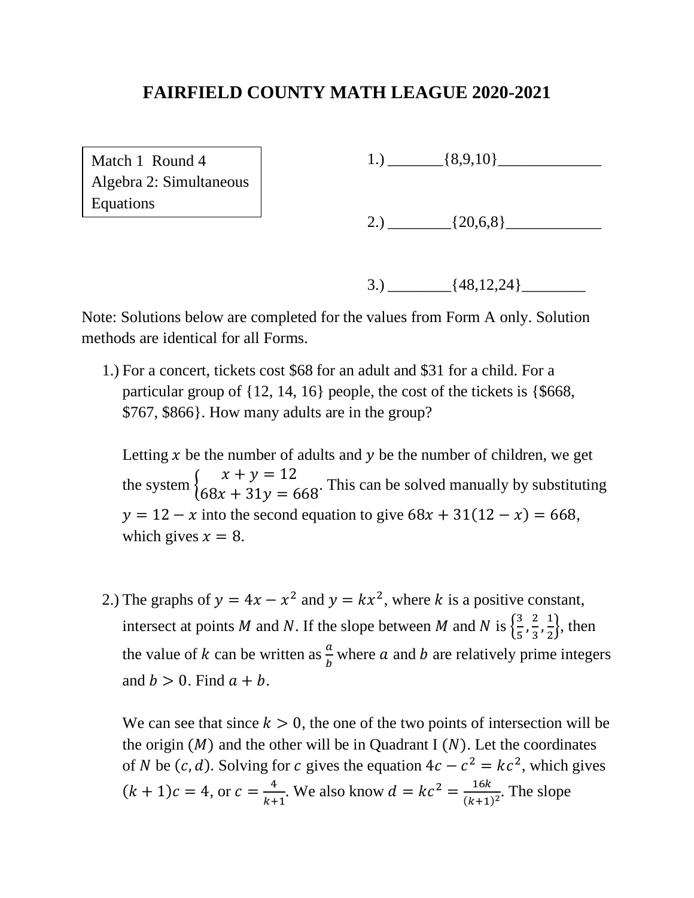# FAIRFIELD COUNTY MATH LEAGUE 2020-2021

Match 1 Round 4
Algebra 2: Simultaneous Equations

1.) _______{8,9,10}_____________

2.) ________{20,6,8}____________

3.) ________{48,12,24}________

Note: Solutions below are completed for the values from Form A only. Solution methods are identical for all Forms.

1.) For a concert, tickets cost \$68 for an adult and \$31 for a child. For a particular group of {12, 14, 16} people, the cost of the tickets is {\$668, \$767, \$866}. How many adults are in the group?

   Letting $x$ be the number of adults and $y$ be the number of children, we get the system $\begin{cases} x + y = 12 \\ 68x + 31y = 668 \end{cases}$. This can be solved manually by substituting $y = 12 - x$ into the second equation to give $68x + 31(12 - x) = 668$, which gives $x = 8$.

2.) The graphs of $y = 4x - x^2$ and $y = kx^2$, where $k$ is a positive constant, intersect at points $M$ and $N$. If the slope between $M$ and $N$ is $\left\{\frac{3}{5}, \frac{2}{3}, \frac{1}{2}\right\}$, then the value of $k$ can be written as $\frac{a}{b}$ where $a$ and $b$ are relatively prime integers and $b > 0$. Find $a + b$.

   We can see that since $k > 0$, the one of the two points of intersection will be the origin $(M)$ and the other will be in Quadrant I $(N)$. Let the coordinates of $N$ be $(c, d)$. Solving for $c$ gives the equation $4c - c^2 = kc^2$, which gives $(k + 1)c = 4$, or $c = \frac{4}{k+1}$. We also know $d = kc^2 = \frac{16k}{(k+1)^2}$. The slope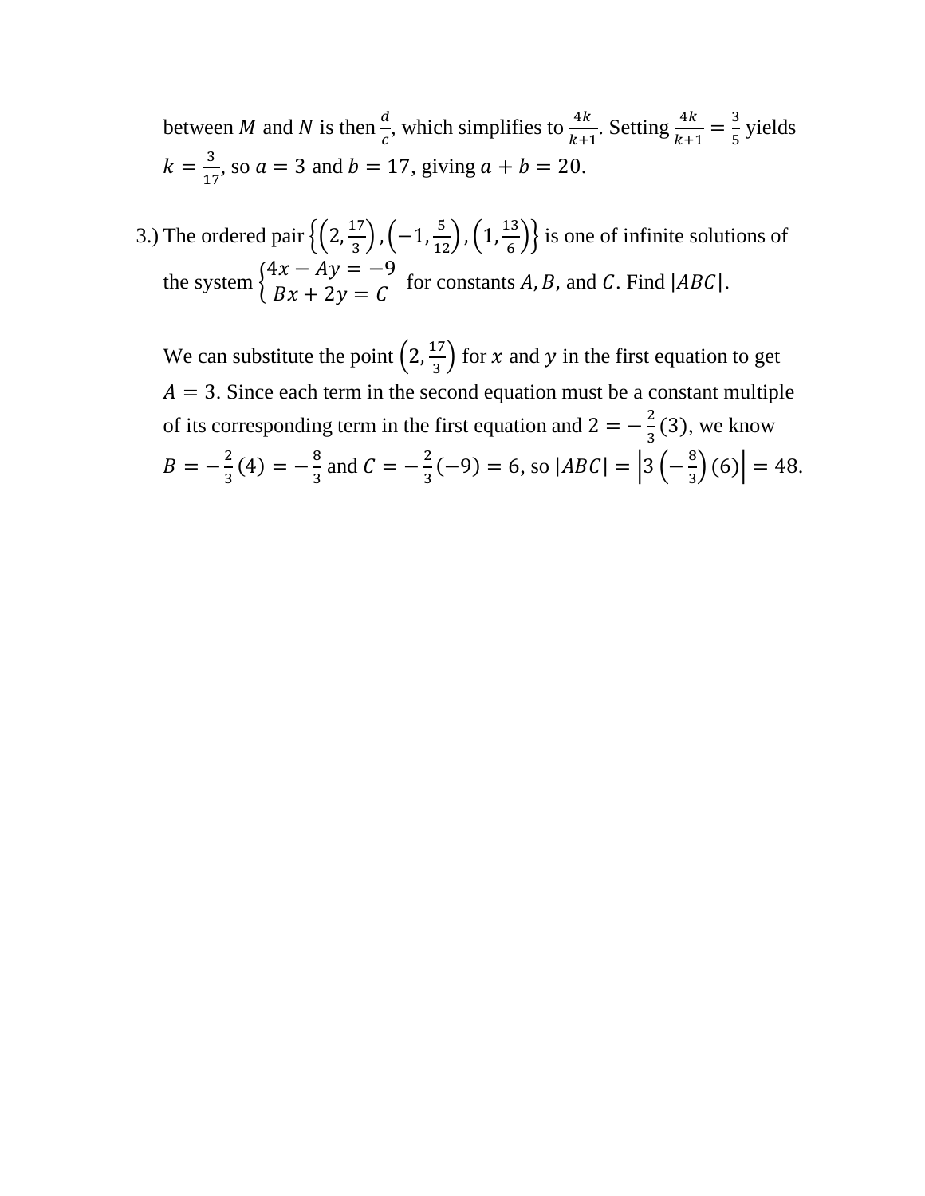between $M$ and $N$ is then $\frac{d}{c}$, which simplifies to $\frac{4k}{k+1}$. Setting $\frac{4k}{k+1} = \frac{3}{5}$ yields $k = \frac{3}{17}$, so $a = 3$ and $b = 17$, giving $a + b = 20$.

3.) The ordered pair $\left\{\left(2, \frac{17}{3}\right), \left(-1, \frac{5}{12}\right), \left(1, \frac{13}{6}\right)\right\}$ is one of infinite solutions of the system $\begin{cases} 4x - Ay = -9 \\ Bx + 2y = C \end{cases}$ for constants $A, B,$ and $C$. Find $|ABC|$.

We can substitute the point $\left(2, \frac{17}{3}\right)$ for $x$ and $y$ in the first equation to get $A = 3$. Since each term in the second equation must be a constant multiple of its corresponding term in the first equation and $2 = -\frac{2}{3}(3)$, we know $B = -\frac{2}{3}(4) = -\frac{8}{3}$ and $C = -\frac{2}{3}(-9) = 6$, so $|ABC| = \left|3\left(-\frac{8}{3}\right)(6)\right| = 48$.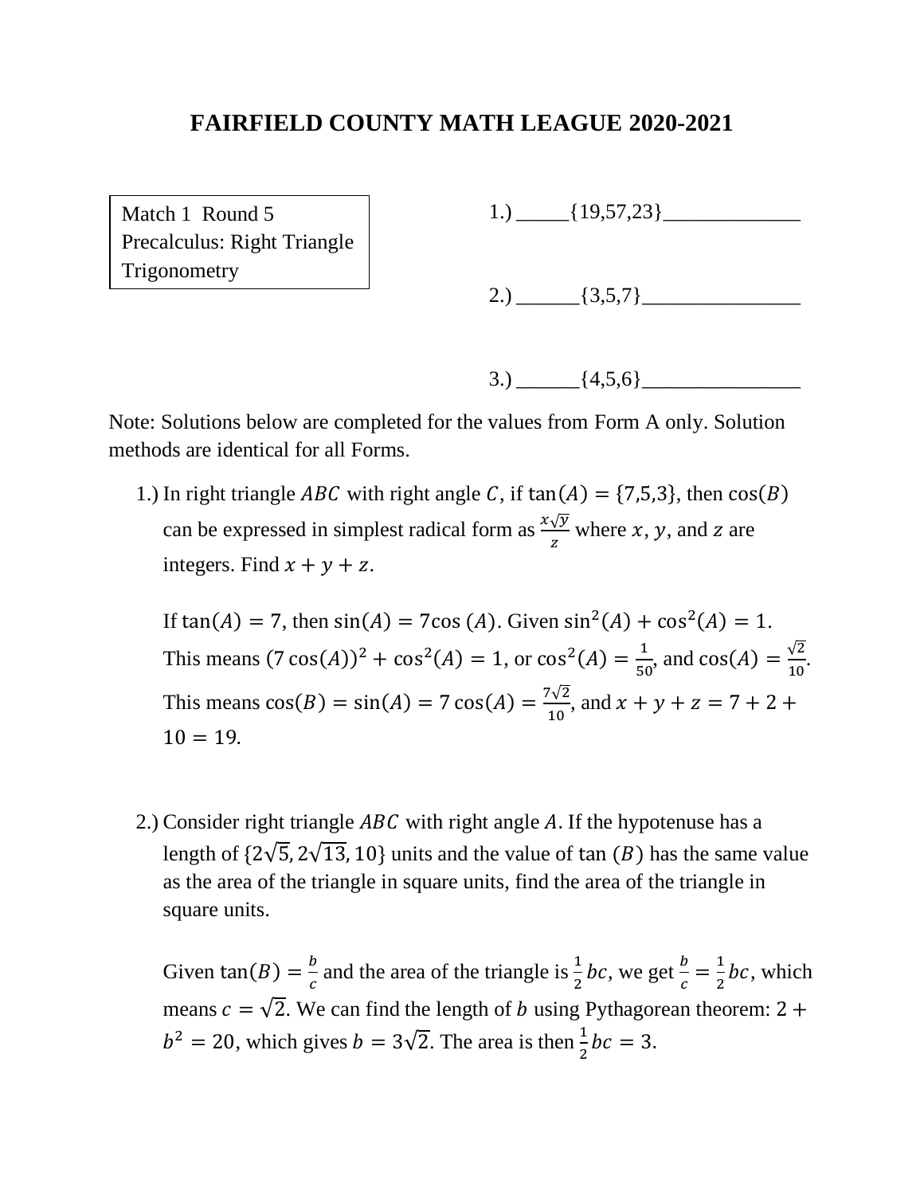# FAIRFIELD COUNTY MATH LEAGUE 2020-2021

Match 1 Round 5
Precalculus: Right Triangle Trigonometry

1.) _____{19,57,23}_____________

2.) ______{3,5,7}_______________

3.) ______{4,5,6}_______________

Note: Solutions below are completed for the values from Form A only. Solution methods are identical for all Forms.

1.) In right triangle $ABC$ with right angle $C$, if $\tan(A) = \{7,5,3\}$, then $\cos(B)$ can be expressed in simplest radical form as $\frac{x\sqrt{y}}{z}$ where $x$, $y$, and $z$ are integers. Find $x + y + z$.

   If $\tan(A) = 7$, then $\sin(A) = 7\cos(A)$. Given $\sin^2(A) + \cos^2(A) = 1$. This means $(7\cos(A))^2 + \cos^2(A) = 1$, or $\cos^2(A) = \frac{1}{50}$, and $\cos(A) = \frac{\sqrt{2}}{10}$. This means $\cos(B) = \sin(A) = 7\cos(A) = \frac{7\sqrt{2}}{10}$, and $x + y + z = 7 + 2 + 10 = 19$.

2.) Consider right triangle $ABC$ with right angle $A$. If the hypotenuse has a length of $\{2\sqrt{5}, 2\sqrt{13}, 10\}$ units and the value of $\tan(B)$ has the same value as the area of the triangle in square units, find the area of the triangle in square units.

   Given $\tan(B) = \frac{b}{c}$ and the area of the triangle is $\frac{1}{2}bc$, we get $\frac{b}{c} = \frac{1}{2}bc$, which means $c = \sqrt{2}$. We can find the length of $b$ using Pythagorean theorem: $2 + b^2 = 20$, which gives $b = 3\sqrt{2}$. The area is then $\frac{1}{2}bc = 3$.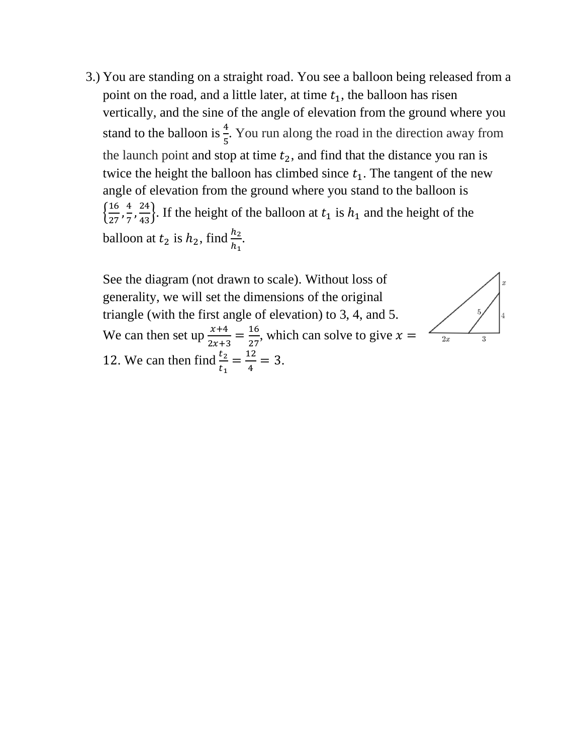3.) You are standing on a straight road. You see a balloon being released from a point on the road, and a little later, at time $t_1$, the balloon has risen vertically, and the sine of the angle of elevation from the ground where you stand to the balloon is $\frac{4}{5}$. You run along the road in the direction away from the launch point and stop at time $t_2$, and find that the distance you ran is twice the height the balloon has climbed since $t_1$. The tangent of the new angle of elevation from the ground where you stand to the balloon is $\left\{\frac{16}{27}, \frac{4}{7}, \frac{24}{43}\right\}$. If the height of the balloon at $t_1$ is $h_1$ and the height of the balloon at $t_2$ is $h_2$, find $\frac{h_2}{h_1}$.

See the diagram (not drawn to scale). Without loss of generality, we will set the dimensions of the original triangle (with the first angle of elevation) to 3, 4, and 5. We can then set up $\frac{x+4}{2x+3} = \frac{16}{27}$, which can solve to give $x = 12$. We can then find $\frac{t_2}{t_1} = \frac{12}{4} = 3$.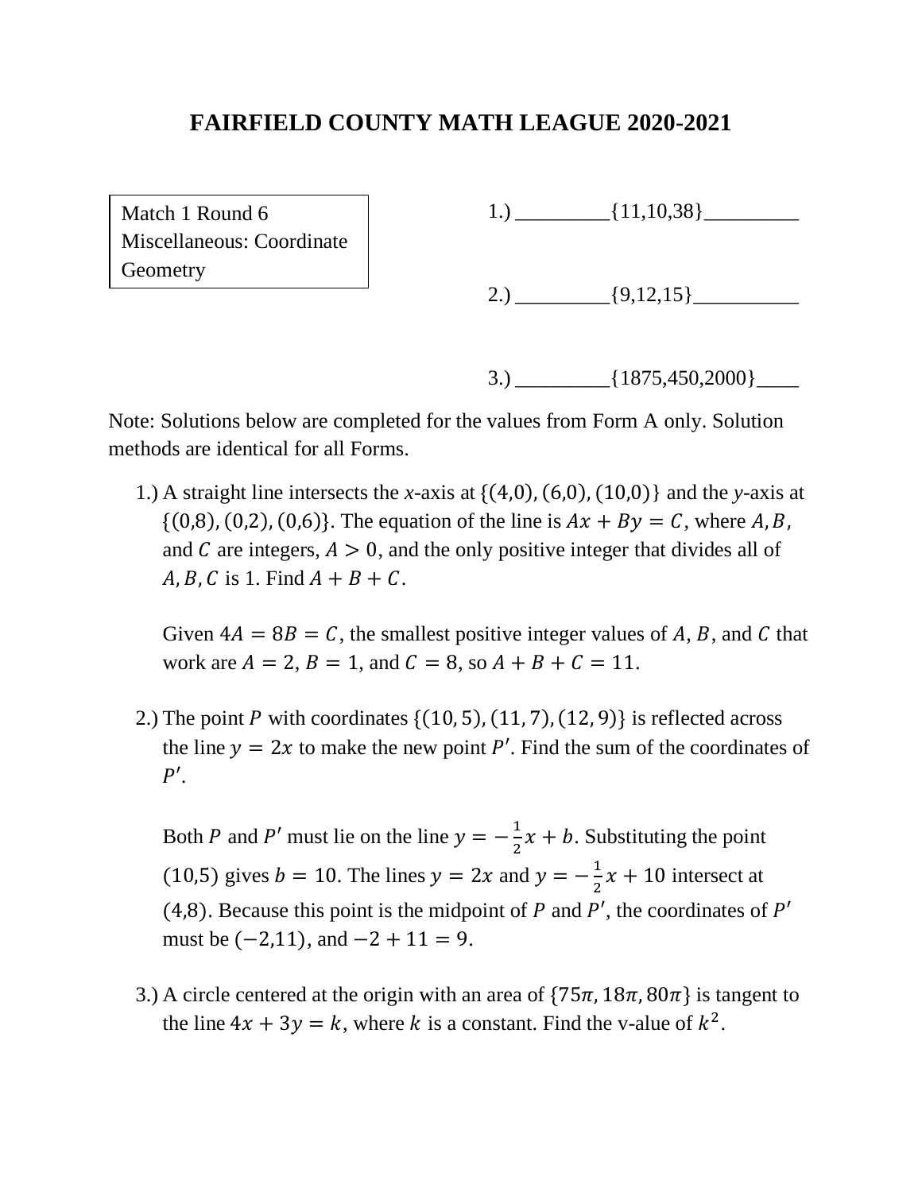# FAIRFIELD COUNTY MATH LEAGUE 2020-2021

Match 1 Round 6
Miscellaneous: Coordinate Geometry

1.) _________{11,10,38}_________

2.) _________{9,12,15}__________

3.) _________{1875,450,2000}____

Note: Solutions below are completed for the values from Form A only. Solution methods are identical for all Forms.

1.) A straight line intersects the *x*-axis at $\{(4,0), (6,0), (10,0)\}$ and the *y*-axis at $\{(0,8), (0,2), (0,6)\}$. The equation of the line is $Ax + By = C$, where $A, B$, and $C$ are integers, $A > 0$, and the only positive integer that divides all of $A, B, C$ is 1. Find $A + B + C$.

   Given $4A = 8B = C$, the smallest positive integer values of $A$, $B$, and $C$ that work are $A = 2$, $B = 1$, and $C = 8$, so $A + B + C = 11$.

2.) The point $P$ with coordinates $\{(10, 5), (11, 7), (12, 9)\}$ is reflected across the line $y = 2x$ to make the new point $P'$. Find the sum of the coordinates of $P'$.

   Both $P$ and $P'$ must lie on the line $y = -\frac{1}{2}x + b$. Substituting the point $(10,5)$ gives $b = 10$. The lines $y = 2x$ and $y = -\frac{1}{2}x + 10$ intersect at $(4,8)$. Because this point is the midpoint of $P$ and $P'$, the coordinates of $P'$ must be $(-2,11)$, and $-2 + 11 = 9$.

3.) A circle centered at the origin with an area of $\{75\pi, 18\pi, 80\pi\}$ is tangent to the line $4x + 3y = k$, where $k$ is a constant. Find the v-alue of $k^2$.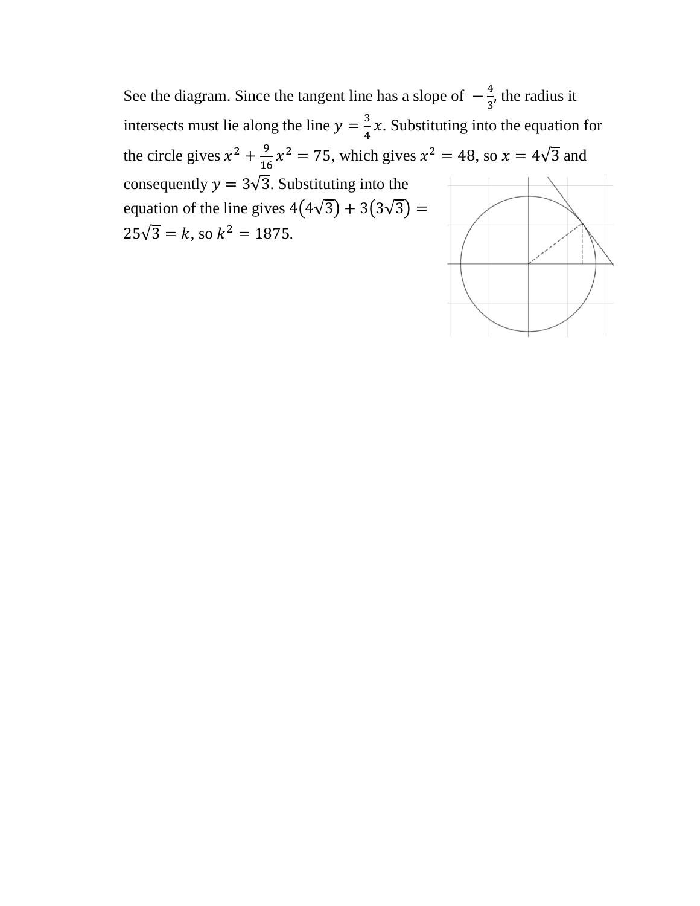See the diagram. Since the tangent line has a slope of $-\frac{4}{3}$, the radius it intersects must lie along the line $y = \frac{3}{4}x$. Substituting into the equation for the circle gives $x^2 + \frac{9}{16}x^2 = 75$, which gives $x^2 = 48$, so $x = 4\sqrt{3}$ and consequently $y = 3\sqrt{3}$. Substituting into the equation of the line gives $4(4\sqrt{3}) + 3(3\sqrt{3}) = 25\sqrt{3} = k$, so $k^2 = 1875$.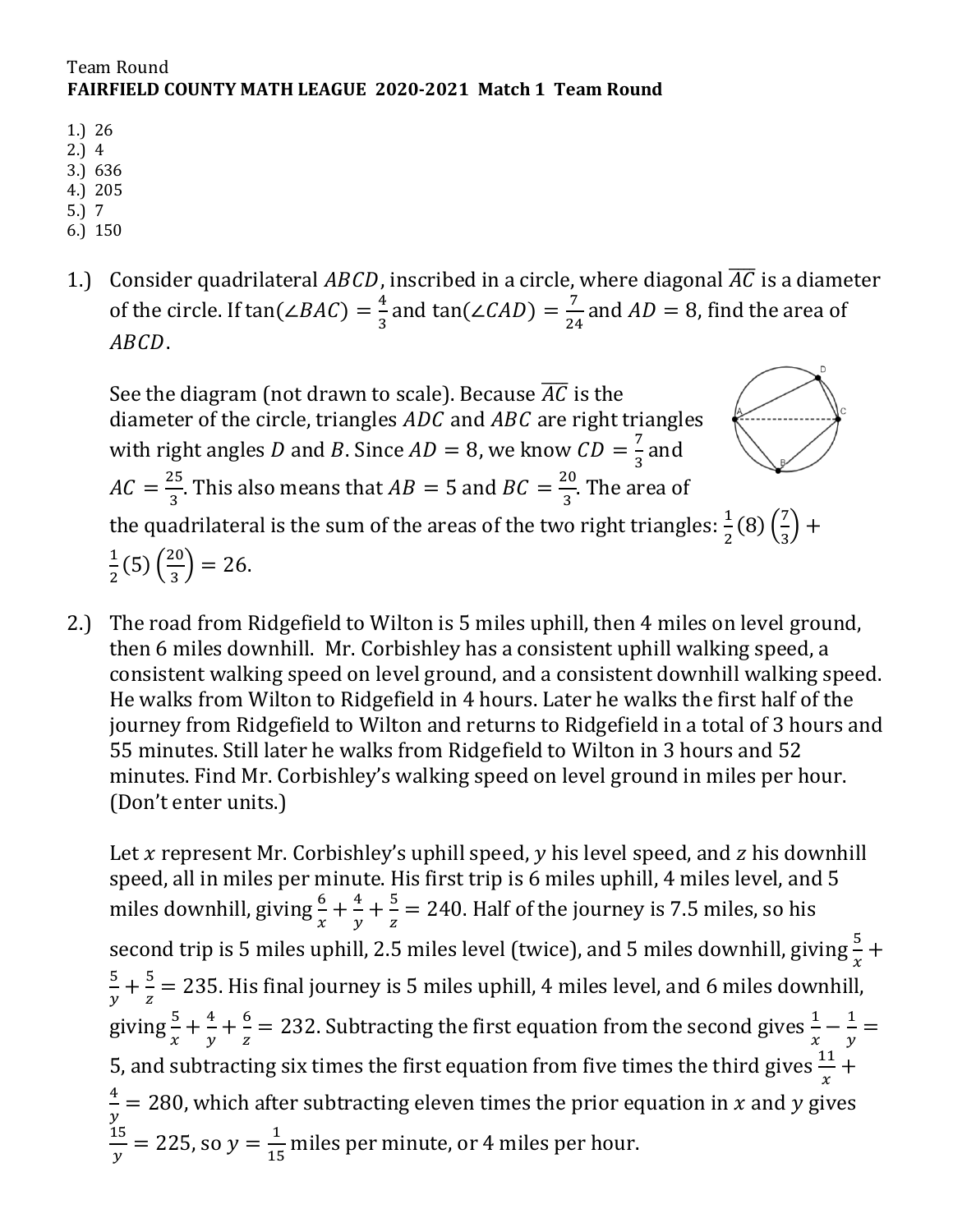Team Round

**FAIRFIELD COUNTY MATH LEAGUE 2020-2021 Match 1 Team Round**

1.) 26
2.) 4
3.) 636
4.) 205
5.) 7
6.) 150

1.) Consider quadrilateral $ABCD$, inscribed in a circle, where diagonal $\overline{AC}$ is a diameter of the circle. If $\tan(\angle BAC) = \frac{4}{3}$ and $\tan(\angle CAD) = \frac{7}{24}$ and $AD = 8$, find the area of $ABCD$.

See the diagram (not drawn to scale). Because $\overline{AC}$ is the diameter of the circle, triangles $ADC$ and $ABC$ are right triangles with right angles $D$ and $B$. Since $AD = 8$, we know $CD = \frac{7}{3}$ and $AC = \frac{25}{3}$. This also means that $AB = 5$ and $BC = \frac{20}{3}$. The area of the quadrilateral is the sum of the areas of the two right triangles: $\frac{1}{2}(8)\left(\frac{7}{3}\right) + \frac{1}{2}(5)\left(\frac{20}{3}\right) = 26$.

2.) The road from Ridgefield to Wilton is 5 miles uphill, then 4 miles on level ground, then 6 miles downhill. Mr. Corbishley has a consistent uphill walking speed, a consistent walking speed on level ground, and a consistent downhill walking speed. He walks from Wilton to Ridgefield in 4 hours. Later he walks the first half of the journey from Ridgefield to Wilton and returns to Ridgefield in a total of 3 hours and 55 minutes. Still later he walks from Ridgefield to Wilton in 3 hours and 52 minutes. Find Mr. Corbishley's walking speed on level ground in miles per hour. (Don't enter units.)

Let $x$ represent Mr. Corbishley's uphill speed, $y$ his level speed, and $z$ his downhill speed, all in miles per minute. His first trip is 6 miles uphill, 4 miles level, and 5 miles downhill, giving $\frac{6}{x} + \frac{4}{y} + \frac{5}{z} = 240$. Half of the journey is 7.5 miles, so his second trip is 5 miles uphill, 2.5 miles level (twice), and 5 miles downhill, giving $\frac{5}{x} + \frac{5}{y} + \frac{5}{z} = 235$. His final journey is 5 miles uphill, 4 miles level, and 6 miles downhill, giving $\frac{5}{x} + \frac{4}{y} + \frac{6}{z} = 232$. Subtracting the first equation from the second gives $\frac{1}{x} - \frac{1}{y} = 5$, and subtracting six times the first equation from five times the third gives $\frac{11}{x} + \frac{4}{y} = 280$, which after subtracting eleven times the prior equation in $x$ and $y$ gives $\frac{15}{y} = 225$, so $y = \frac{1}{15}$ miles per minute, or 4 miles per hour.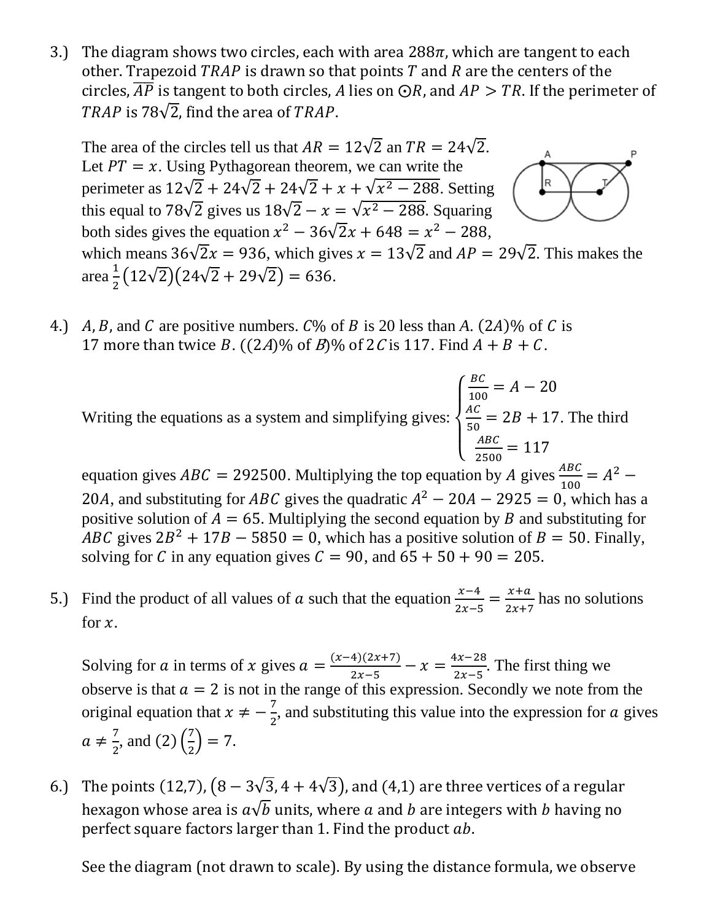3.) The diagram shows two circles, each with area $288\pi$, which are tangent to each other. Trapezoid $TRAP$ is drawn so that points $T$ and $R$ are the centers of the circles, $\overline{AP}$ is tangent to both circles, $A$ lies on $\odot R$, and $AP > TR$. If the perimeter of $TRAP$ is $78\sqrt{2}$, find the area of $TRAP$.

The area of the circles tell us that $AR = 12\sqrt{2}$ an $TR = 24\sqrt{2}$. Let $PT = x$. Using Pythagorean theorem, we can write the perimeter as $12\sqrt{2} + 24\sqrt{2} + 24\sqrt{2} + x + \sqrt{x^2 - 288}$. Setting this equal to $78\sqrt{2}$ gives us $18\sqrt{2} - x = \sqrt{x^2 - 288}$. Squaring both sides gives the equation $x^2 - 36\sqrt{2}x + 648 = x^2 - 288$, which means $36\sqrt{2}x = 936$, which gives $x = 13\sqrt{2}$ and $AP = 29\sqrt{2}$. This makes the area $\frac{1}{2}(12\sqrt{2})(24\sqrt{2} + 29\sqrt{2}) = 636$.

4.) $A, B$, and $C$ are positive numbers. $C\%$ of $B$ is 20 less than $A$. $(2A)\%$ of $C$ is 17 more than twice $B$. $((2A)\%$ of $B)\%$ of $2C$ is 117. Find $A + B + C$.

Writing the equations as a system and simplifying gives: $\begin{cases} \frac{BC}{100} = A - 20 \\ \frac{AC}{50} = 2B + 17 \\ \frac{ABC}{2500} = 117 \end{cases}$. The third equation gives $ABC = 292500$. Multiplying the top equation by $A$ gives $\frac{ABC}{100} = A^2 - 20A$, and substituting for $ABC$ gives the quadratic $A^2 - 20A - 2925 = 0$, which has a positive solution of $A = 65$. Multiplying the second equation by $B$ and substituting for $ABC$ gives $2B^2 + 17B - 5850 = 0$, which has a positive solution of $B = 50$. Finally, solving for $C$ in any equation gives $C = 90$, and $65 + 50 + 90 = 205$.

5.) Find the product of all values of $a$ such that the equation $\frac{x-4}{2x-5} = \frac{x+a}{2x+7}$ has no solutions for $x$.

Solving for $a$ in terms of $x$ gives $a = \frac{(x-4)(2x+7)}{2x-5} - x = \frac{4x-28}{2x-5}$. The first thing we observe is that $a = 2$ is not in the range of this expression. Secondly we note from the original equation that $x \neq -\frac{7}{2}$, and substituting this value into the expression for $a$ gives $a \neq \frac{7}{2}$, and $(2)\left(\frac{7}{2}\right) = 7$.

6.) The points $(12,7)$, $(8 - 3\sqrt{3}, 4 + 4\sqrt{3})$, and $(4,1)$ are three vertices of a regular hexagon whose area is $a\sqrt{b}$ units, where $a$ and $b$ are integers with $b$ having no perfect square factors larger than 1. Find the product $ab$.

See the diagram (not drawn to scale). By using the distance formula, we observe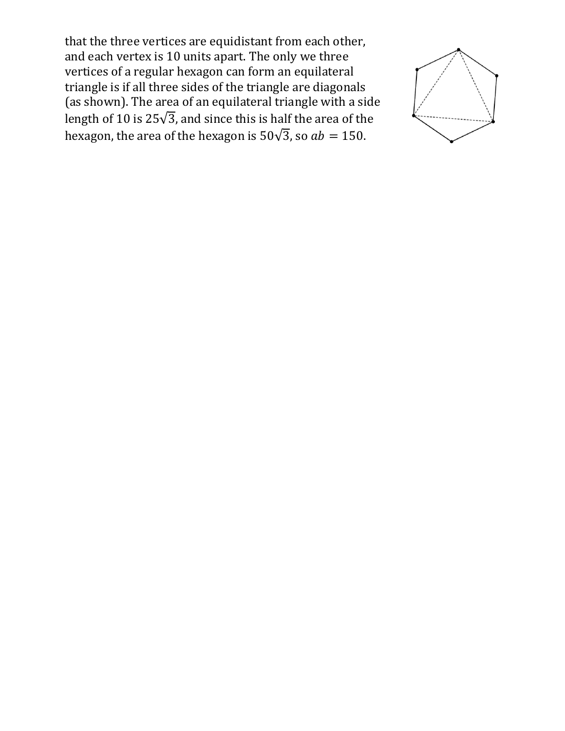that the three vertices are equidistant from each other, and each vertex is 10 units apart. The only we three vertices of a regular hexagon can form an equilateral triangle is if all three sides of the triangle are diagonals (as shown). The area of an equilateral triangle with a side length of 10 is $25\sqrt{3}$, and since this is half the area of the hexagon, the area of the hexagon is $50\sqrt{3}$, so $ab = 150$.